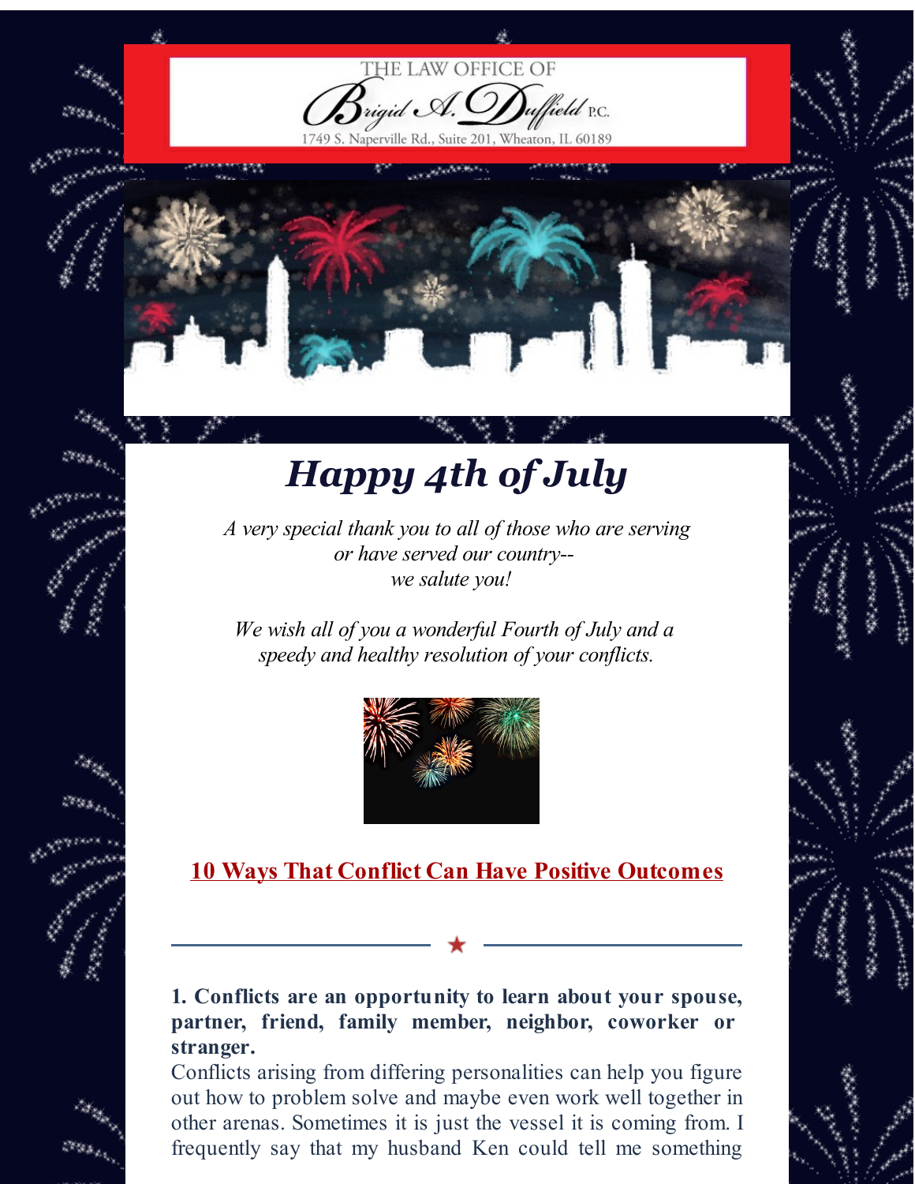THE LAW OFFICE OF

Brigid A. Duffield P.C.

1749 S. Naperville Rd., Suite 201, Wheaton, IL 60189

# *Happy 4th of July*

*A very special thank you to all of those who are serving or have served our country-- we salute you!*

*We wish all of you a wonderful Fourth of July and a speedy and healthy resolution of your conflicts.*

## 10 Ways That Conflict Can Have Positive Outcomes

**1. Conflicts are an opportunity to learn about your spouse, partner, friend, family member, neighbor, coworker or stranger.**

Conflicts arising from differing personalities can help you figure out how to problem solve and maybe even work well together in other arenas. Sometimes it is just the vessel it is coming from. I frequently say that my husband Ken could tell me something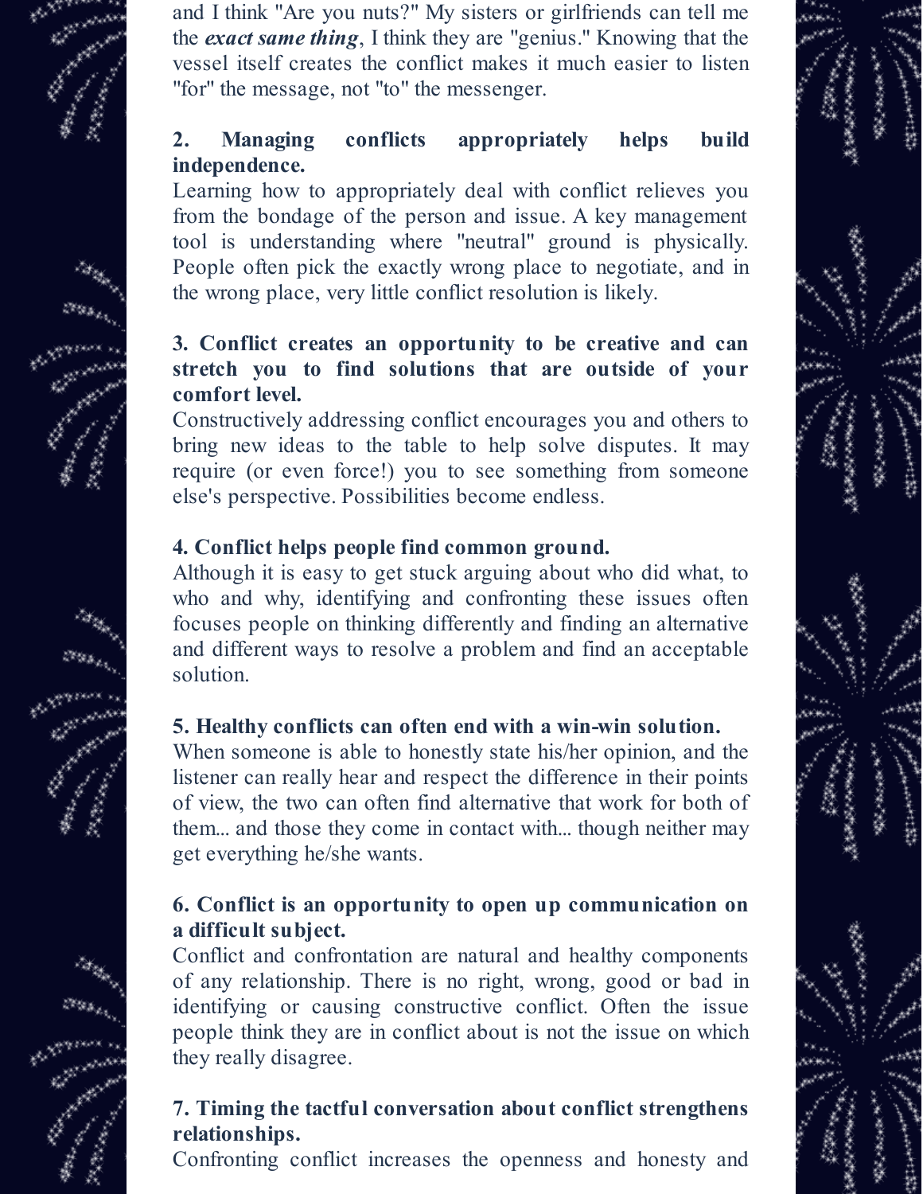and I think "Are you nuts?" My sisters or girlfriends can tell me the ***exact same thing***, I think they are "genius." Knowing that the vessel itself creates the conflict makes it much easier to listen "for" the message, not "to" the messenger.

**2. Managing conflicts appropriately helps build independence.**

Learning how to appropriately deal with conflict relieves you from the bondage of the person and issue. A key management tool is understanding where "neutral" ground is physically. People often pick the exactly wrong place to negotiate, and in the wrong place, very little conflict resolution is likely.

**3. Conflict creates an opportunity to be creative and can stretch you to find solutions that are outside of your comfort level.**

Constructively addressing conflict encourages you and others to bring new ideas to the table to help solve disputes. It may require (or even force!) you to see something from someone else's perspective. Possibilities become endless.

**4. Conflict helps people find common ground.**

Although it is easy to get stuck arguing about who did what, to who and why, identifying and confronting these issues often focuses people on thinking differently and finding an alternative and different ways to resolve a problem and find an acceptable solution.

**5. Healthy conflicts can often end with a win-win solution.**

When someone is able to honestly state his/her opinion, and the listener can really hear and respect the difference in their points of view, the two can often find alternative that work for both of them... and those they come in contact with... though neither may get everything he/she wants.

**6. Conflict is an opportunity to open up communication on a difficult subject.**

Conflict and confrontation are natural and healthy components of any relationship. There is no right, wrong, good or bad in identifying or causing constructive conflict. Often the issue people think they are in conflict about is not the issue on which they really disagree.

**7. Timing the tactful conversation about conflict strengthens relationships.**

Confronting conflict increases the openness and honesty and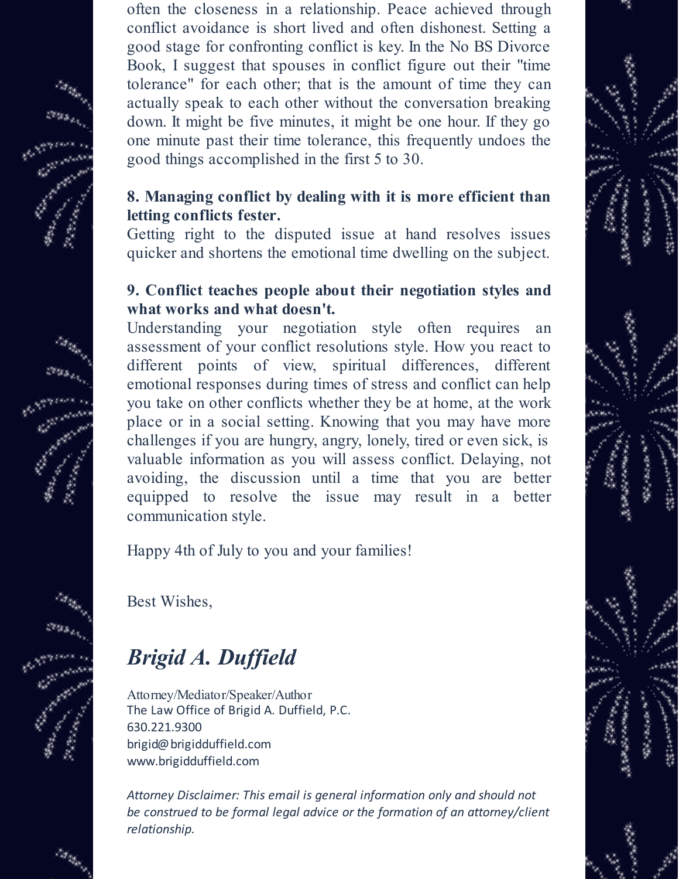often the closeness in a relationship. Peace achieved through conflict avoidance is short lived and often dishonest. Setting a good stage for confronting conflict is key. In the No BS Divorce Book, I suggest that spouses in conflict figure out their "time tolerance" for each other; that is the amount of time they can actually speak to each other without the conversation breaking down. It might be five minutes, it might be one hour. If they go one minute past their time tolerance, this frequently undoes the good things accomplished in the first 5 to 30.

**8. Managing conflict by dealing with it is more efficient than letting conflicts fester.**
Getting right to the disputed issue at hand resolves issues quicker and shortens the emotional time dwelling on the subject.

**9. Conflict teaches people about their negotiation styles and what works and what doesn't.**
Understanding your negotiation style often requires an assessment of your conflict resolutions style. How you react to different points of view, spiritual differences, different emotional responses during times of stress and conflict can help you take on other conflicts whether they be at home, at the work place or in a social setting. Knowing that you may have more challenges if you are hungry, angry, lonely, tired or even sick, is valuable information as you will assess conflict. Delaying, not avoiding, the discussion until a time that you are better equipped to resolve the issue may result in a better communication style.

Happy 4th of July to you and your families!

Best Wishes,

***Brigid A. Duffield***

Attorney/Mediator/Speaker/Author
The Law Office of Brigid A. Duffield, P.C.
630.221.9300
brigid@brigidduffield.com
www.brigidduffield.com

*Attorney Disclaimer: This email is general information only and should not be construed to be formal legal advice or the formation of an attorney/client relationship.*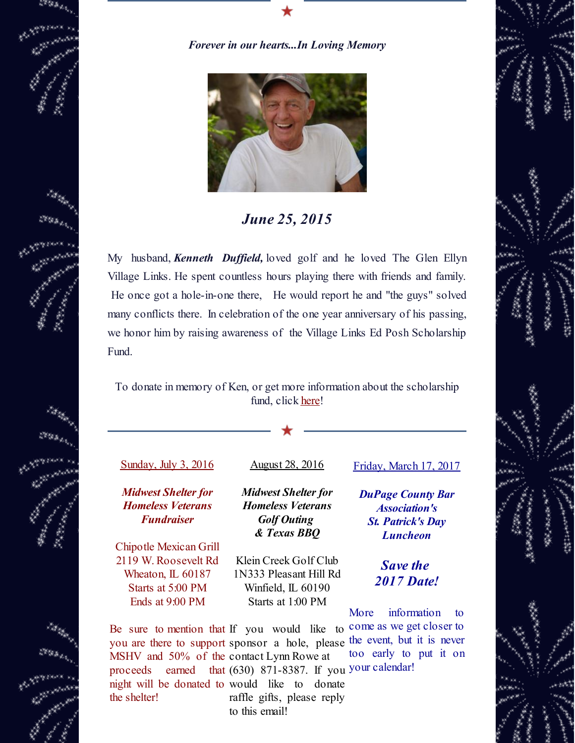*Forever in our hearts...In Loving Memory*

## *June 25, 2015*

My husband, ***Kenneth Duffield,*** loved golf and he loved The Glen Ellyn Village Links. He spent countless hours playing there with friends and family. He once got a hole-in-one there, He would report he and "the guys" solved many conflicts there. In celebration of the one year anniversary of his passing, we honor him by raising awareness of the Village Links Ed Posh Scholarship Fund.

To donate in memory of Ken, or get more information about the scholarship fund, click here!

---

Sunday, July 3, 2016

***Midwest Shelter for Homeless Veterans Fundraiser***

Chipotle Mexican Grill
2119 W. Roosevelt Rd
Wheaton, IL 60187
Starts at 5:00 PM
Ends at 9:00 PM

Be sure to mention that you are there to support MSHV and 50% of the proceeds earned that night will be donated to the shelter!

August 28, 2016

***Midwest Shelter for Homeless Veterans Golf Outing & Texas BBQ***

Klein Creek Golf Club
1N333 Pleasant Hill Rd
Winfield, IL 60190
Starts at 1:00 PM

If you would like to sponsor a hole, please contact Lynn Rowe at (630) 871-8387. If you would like to donate raffle gifts, please reply to this email!

Friday, March 17, 2017

***DuPage County Bar Association's St. Patrick's Day Luncheon***

***Save the 2017 Date!***

More information to come as we get closer to the event, but it is never too early to put it on your calendar!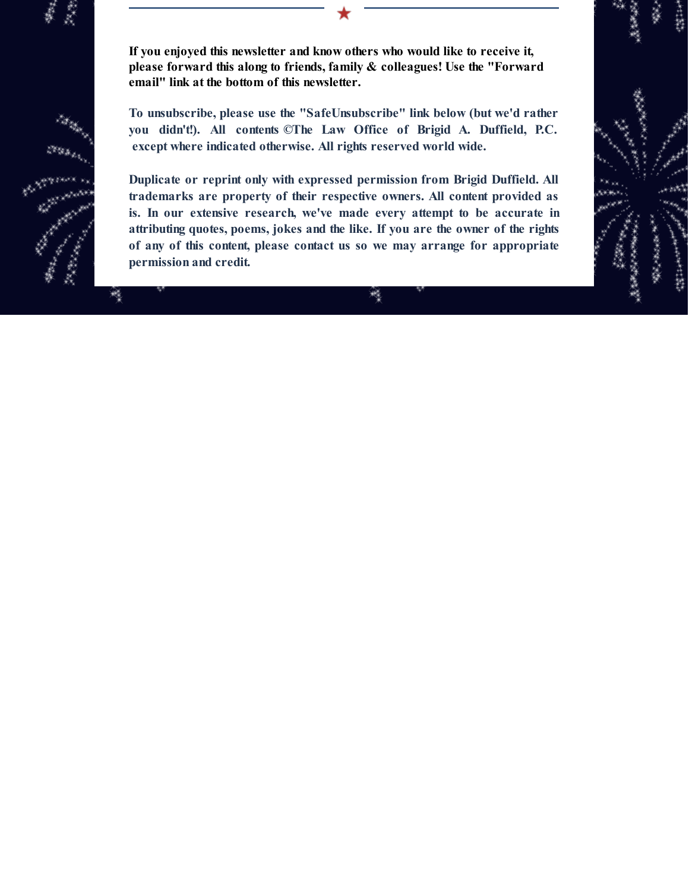**If you enjoyed this newsletter and know others who would like to receive it, please forward this along to friends, family & colleagues! Use the "Forward email" link at the bottom of this newsletter.**

**To unsubscribe, please use the "SafeUnsubscribe" link below (but we'd rather you didn't!). All contents ©The Law Office of Brigid A. Duffield, P.C. except where indicated otherwise. All rights reserved world wide.**

**Duplicate or reprint only with expressed permission from Brigid Duffield. All trademarks are property of their respective owners. All content provided as is. In our extensive research, we've made every attempt to be accurate in attributing quotes, poems, jokes and the like. If you are the owner of the rights of any of this content, please contact us so we may arrange for appropriate permission and credit.**